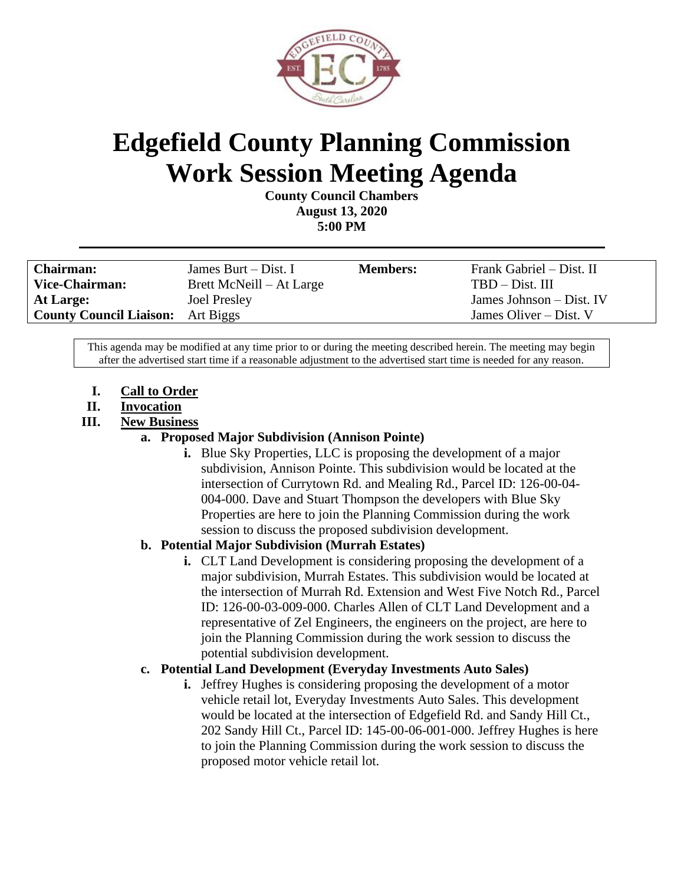# Edgefield County Planning Commission Work Session Meeting Agenda

**County Council Chambers**
**August 13, 2020**
**5:00 PM**

---

| | | | |
|---|---|---|---|
| **Chairman:** | James Burt – Dist. I | **Members:** | Frank Gabriel – Dist. II |
| **Vice-Chairman:** | Brett McNeill – At Large | | TBD – Dist. III |
| **At Large:** | Joel Presley | | James Johnson – Dist. IV |
| **County Council Liaison:** | Art Biggs | | James Oliver – Dist. V |

This agenda may be modified at any time prior to or during the meeting described herein. The meeting may begin after the advertised start time if a reasonable adjustment to the advertised start time is needed for any reason.

I. **Call to Order**

II. **Invocation**

III. **New Business**

   a. **Proposed Major Subdivision (Annison Pointe)**

      i. Blue Sky Properties, LLC is proposing the development of a major subdivision, Annison Pointe. This subdivision would be located at the intersection of Currytown Rd. and Mealing Rd., Parcel ID: 126-00-04-004-000. Dave and Stuart Thompson the developers with Blue Sky Properties are here to join the Planning Commission during the work session to discuss the proposed subdivision development.

   b. **Potential Major Subdivision (Murrah Estates)**

      i. CLT Land Development is considering proposing the development of a major subdivision, Murrah Estates. This subdivision would be located at the intersection of Murrah Rd. Extension and West Five Notch Rd., Parcel ID: 126-00-03-009-000. Charles Allen of CLT Land Development and a representative of Zel Engineers, the engineers on the project, are here to join the Planning Commission during the work session to discuss the potential subdivision development.

   c. **Potential Land Development (Everyday Investments Auto Sales)**

      i. Jeffrey Hughes is considering proposing the development of a motor vehicle retail lot, Everyday Investments Auto Sales. This development would be located at the intersection of Edgefield Rd. and Sandy Hill Ct., 202 Sandy Hill Ct., Parcel ID: 145-00-06-001-000. Jeffrey Hughes is here to join the Planning Commission during the work session to discuss the proposed motor vehicle retail lot.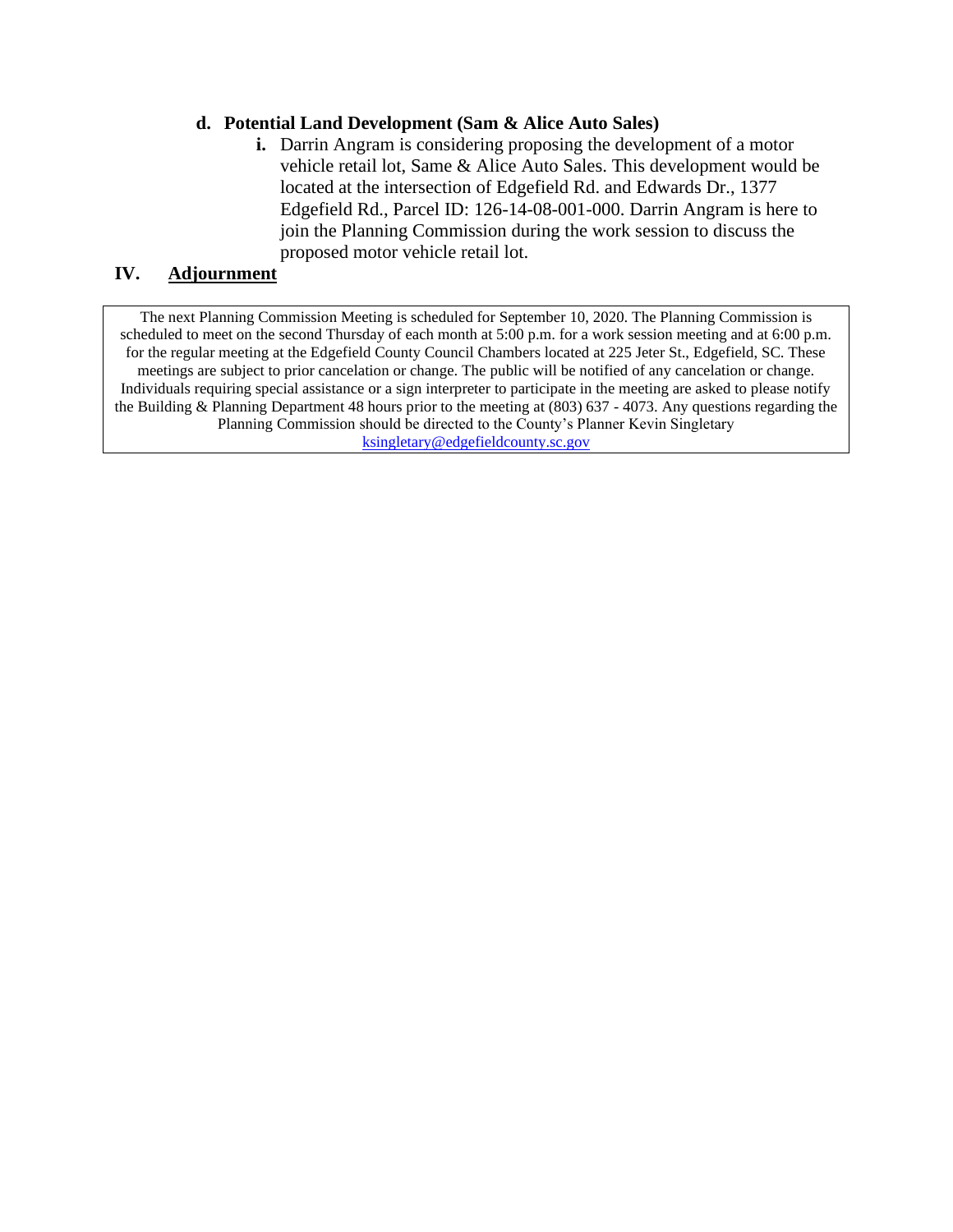**d. Potential Land Development (Sam & Alice Auto Sales)**

- **i.** Darrin Angram is considering proposing the development of a motor vehicle retail lot, Same & Alice Auto Sales. This development would be located at the intersection of Edgefield Rd. and Edwards Dr., 1377 Edgefield Rd., Parcel ID: 126-14-08-001-000. Darrin Angram is here to join the Planning Commission during the work session to discuss the proposed motor vehicle retail lot.

## IV. Adjournment

The next Planning Commission Meeting is scheduled for September 10, 2020. The Planning Commission is scheduled to meet on the second Thursday of each month at 5:00 p.m. for a work session meeting and at 6:00 p.m. for the regular meeting at the Edgefield County Council Chambers located at 225 Jeter St., Edgefield, SC. These meetings are subject to prior cancelation or change. The public will be notified of any cancelation or change. Individuals requiring special assistance or a sign interpreter to participate in the meeting are asked to please notify the Building & Planning Department 48 hours prior to the meeting at (803) 637 - 4073. Any questions regarding the Planning Commission should be directed to the County's Planner Kevin Singletary ksingletary@edgefieldcounty.sc.gov